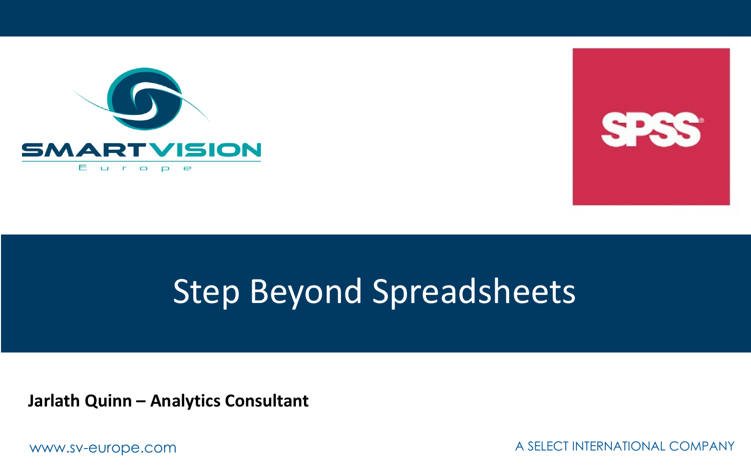# Step Beyond Spreadsheets

**Jarlath Quinn – Analytics Consultant**

www.sv-europe.com

A SELECT INTERNATIONAL COMPANY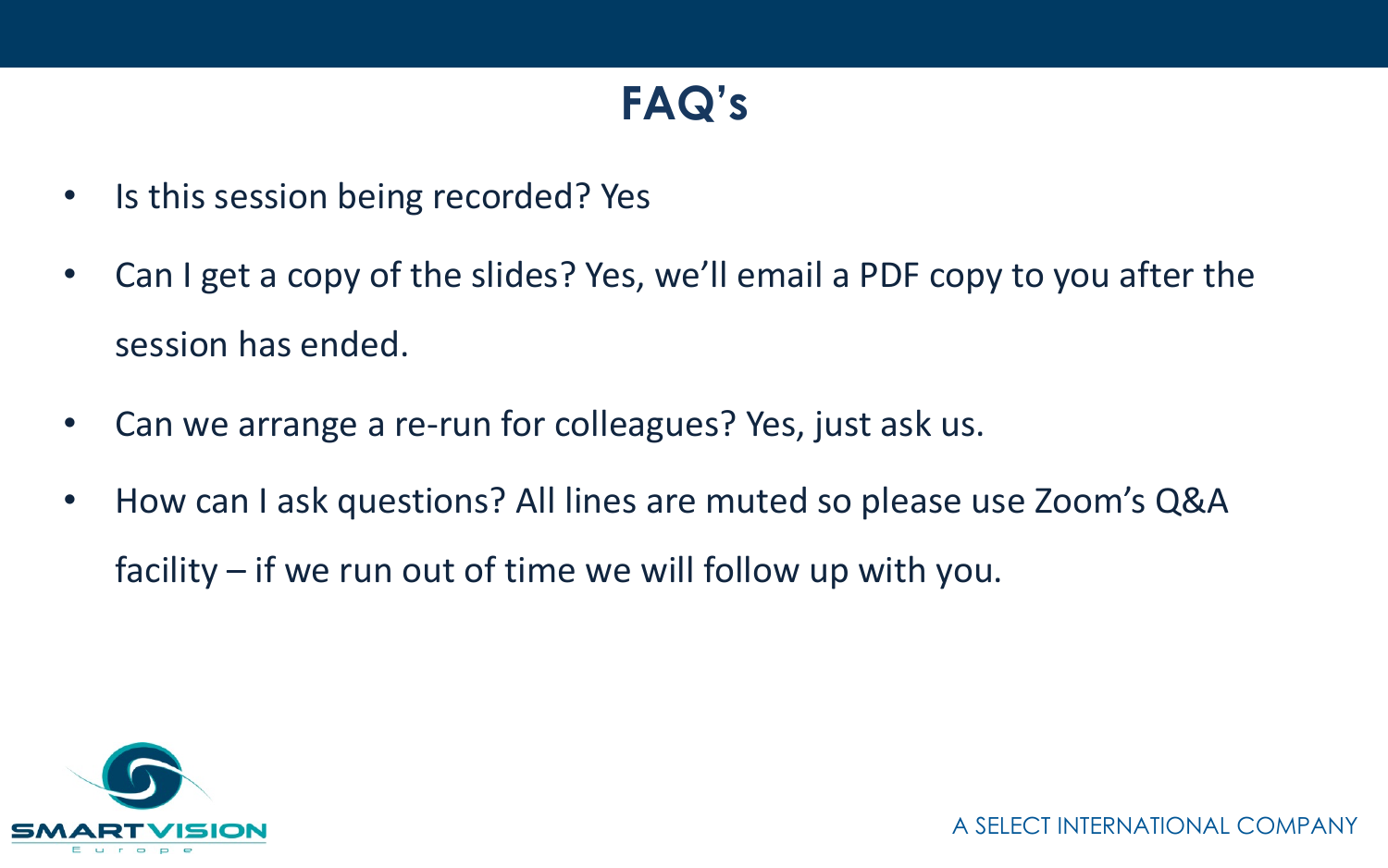# FAQ's

- Is this session being recorded? Yes
- Can I get a copy of the slides? Yes, we'll email a PDF copy to you after the session has ended.
- Can we arrange a re-run for colleagues? Yes, just ask us.
- How can I ask questions? All lines are muted so please use Zoom's Q&A facility – if we run out of time we will follow up with you.

SMARTVISION Europe

A SELECT INTERNATIONAL COMPANY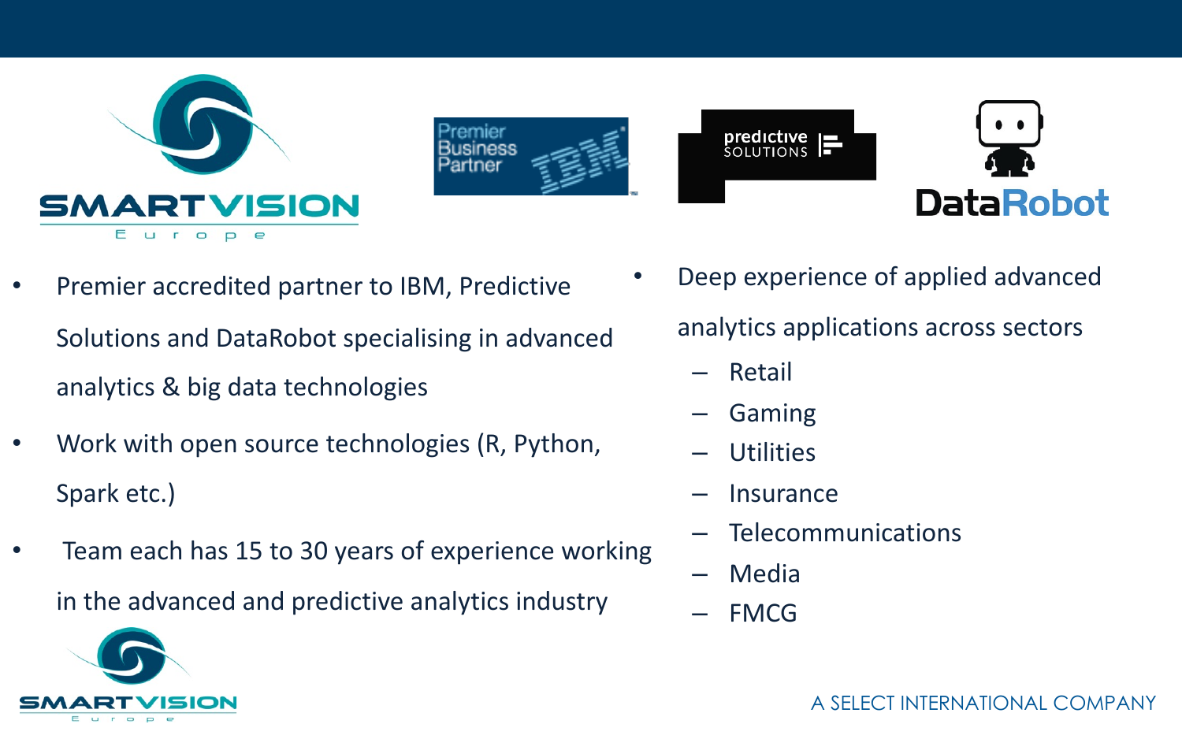- Premier accredited partner to IBM, Predictive Solutions and DataRobot specialising in advanced analytics & big data technologies
- Work with open source technologies (R, Python, Spark etc.)
- Team each has 15 to 30 years of experience working in the advanced and predictive analytics industry

- Deep experience of applied advanced analytics applications across sectors
  - Retail
  - Gaming
  - Utilities
  - Insurance
  - Telecommunications
  - Media
  - FMCG

A SELECT INTERNATIONAL COMPANY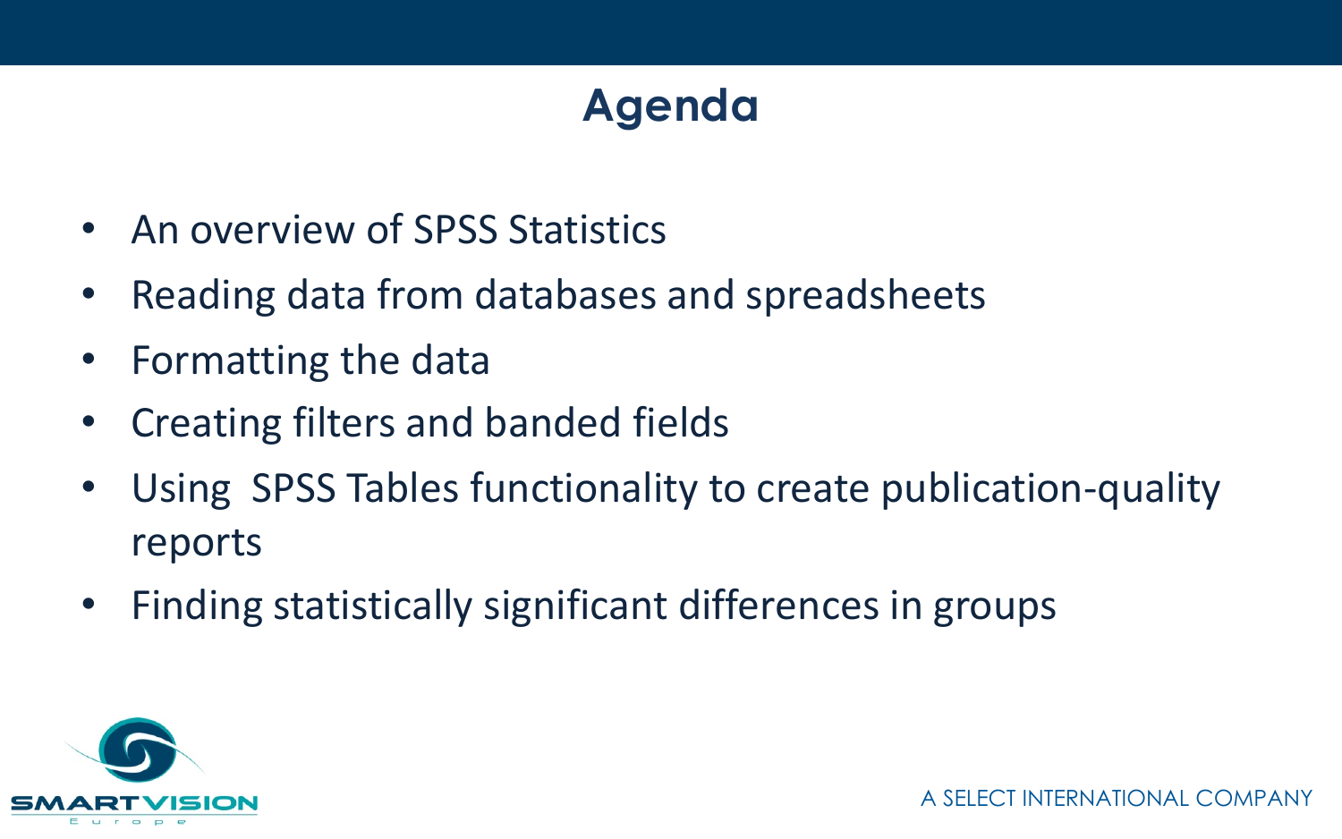# Agenda

- An overview of SPSS Statistics
- Reading data from databases and spreadsheets
- Formatting the data
- Creating filters and banded fields
- Using SPSS Tables functionality to create publication-quality reports
- Finding statistically significant differences in groups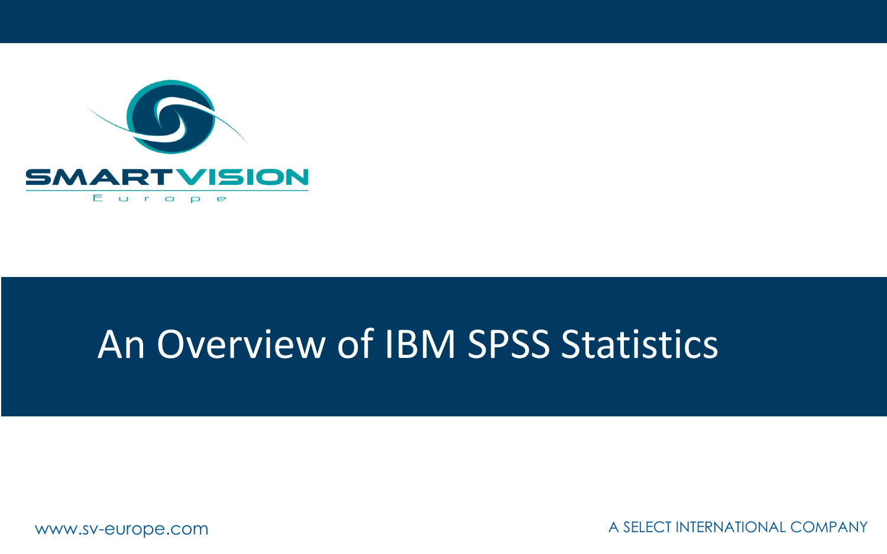SMARTVISION

Europe

# An Overview of IBM SPSS Statistics

www.sv-europe.com

A SELECT INTERNATIONAL COMPANY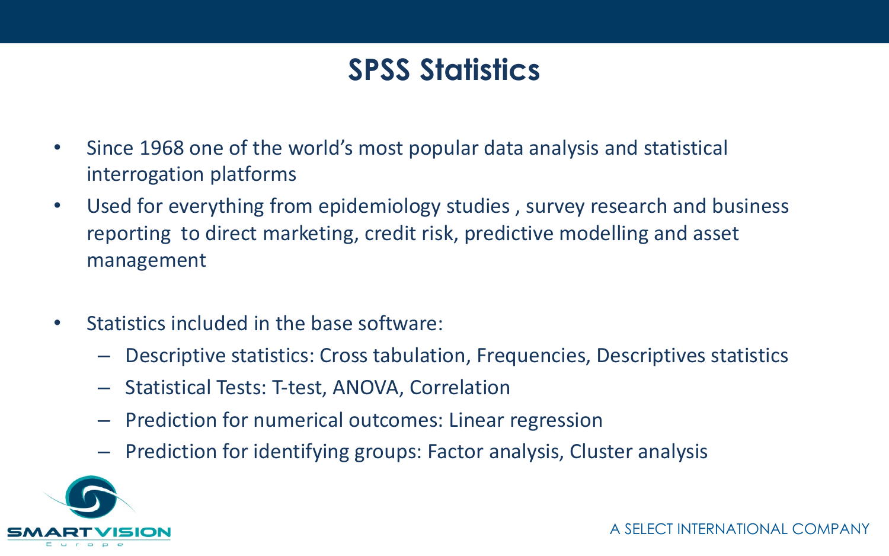# SPSS Statistics

- Since 1968 one of the world's most popular data analysis and statistical interrogation platforms
- Used for everything from epidemiology studies , survey research and business reporting  to direct marketing, credit risk, predictive modelling and asset management

- Statistics included in the base software:
  - Descriptive statistics: Cross tabulation, Frequencies, Descriptives statistics
  - Statistical Tests: T-test, ANOVA, Correlation
  - Prediction for numerical outcomes: Linear regression
  - Prediction for identifying groups: Factor analysis, Cluster analysis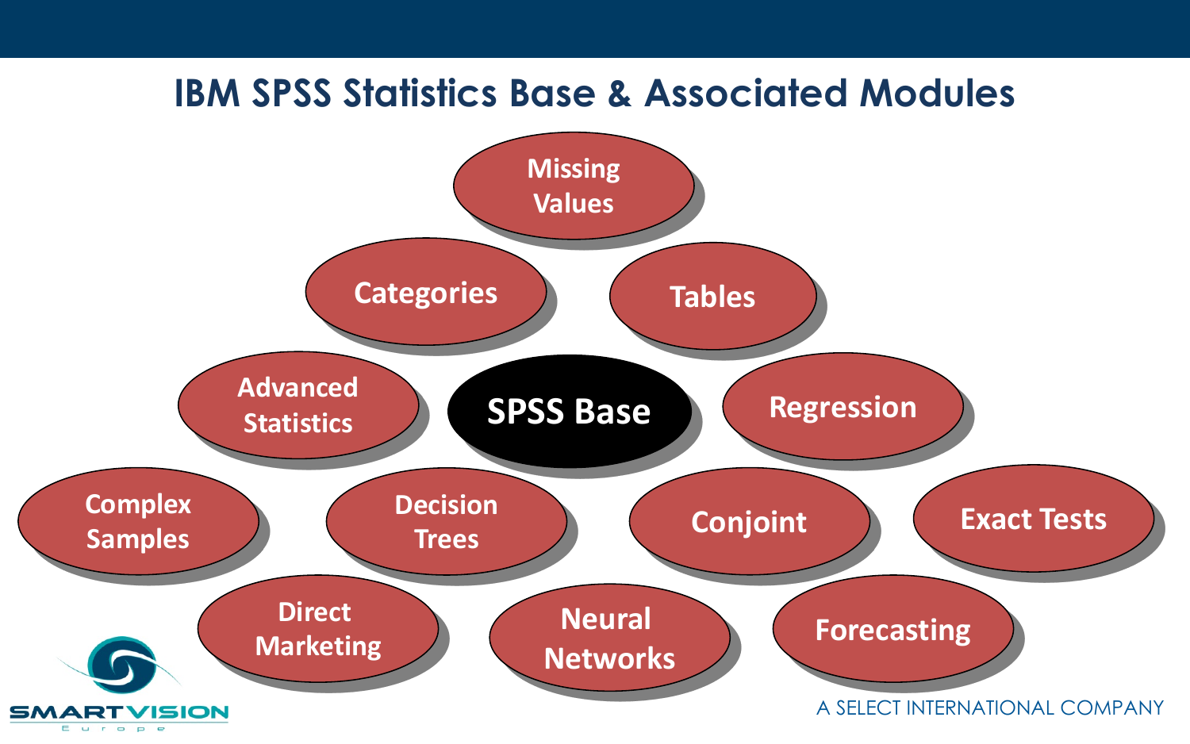# IBM SPSS Statistics Base & Associated Modules

- SPSS Base
- Missing Values
- Categories
- Tables
- Advanced Statistics
- Regression
- Complex Samples
- Decision Trees
- Conjoint
- Exact Tests
- Direct Marketing
- Neural Networks
- Forecasting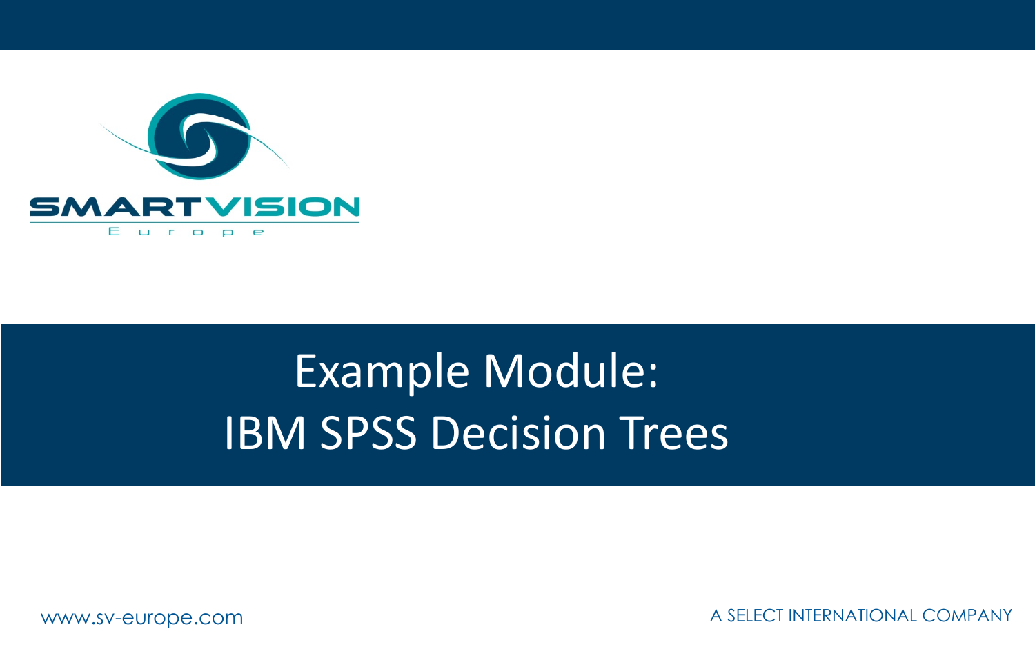SMARTVISION

Europe

# Example Module:
# IBM SPSS Decision Trees

www.sv-europe.com

A SELECT INTERNATIONAL COMPANY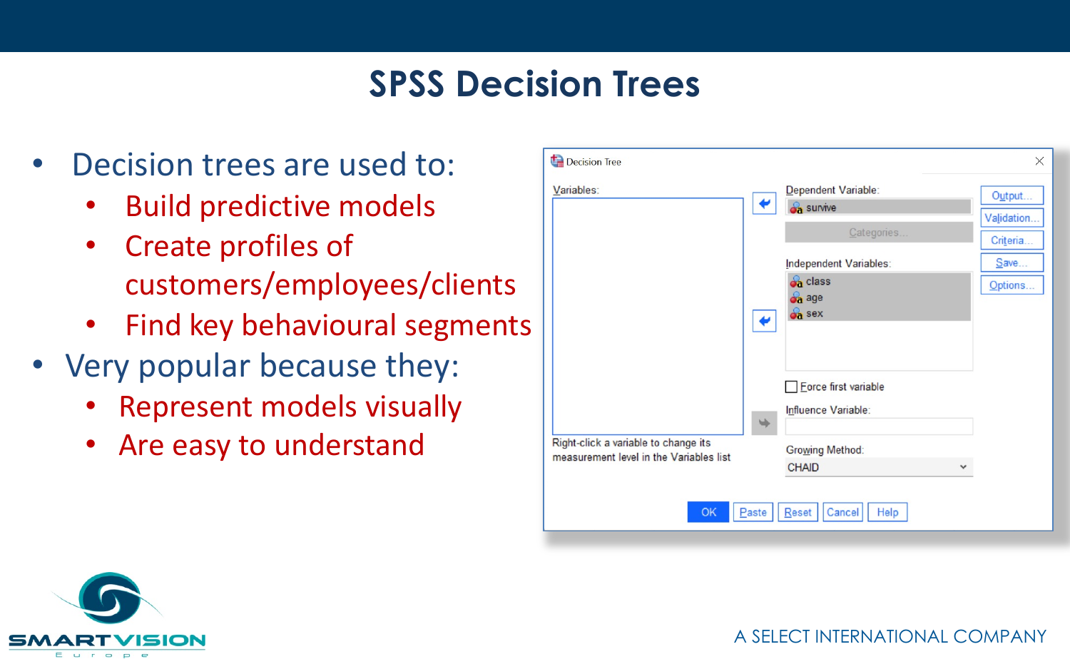# SPSS Decision Trees

- Decision trees are used to:
  - Build predictive models
  - Create profiles of customers/employees/clients
  - Find key behavioural segments
- Very popular because they:
  - Represent models visually
  - Are easy to understand

Decision Tree

Variables:

Right-click a variable to change its measurement level in the Variables list

Dependent Variable:

survive

Categories...

Independent Variables:

class

age

sex

Force first variable

Influence Variable:

Growing Method:

CHAID

Output...

Validation...

Criteria...

Save...

Options...

OK Paste Reset Cancel Help

SMARTVISION Europe

A SELECT INTERNATIONAL COMPANY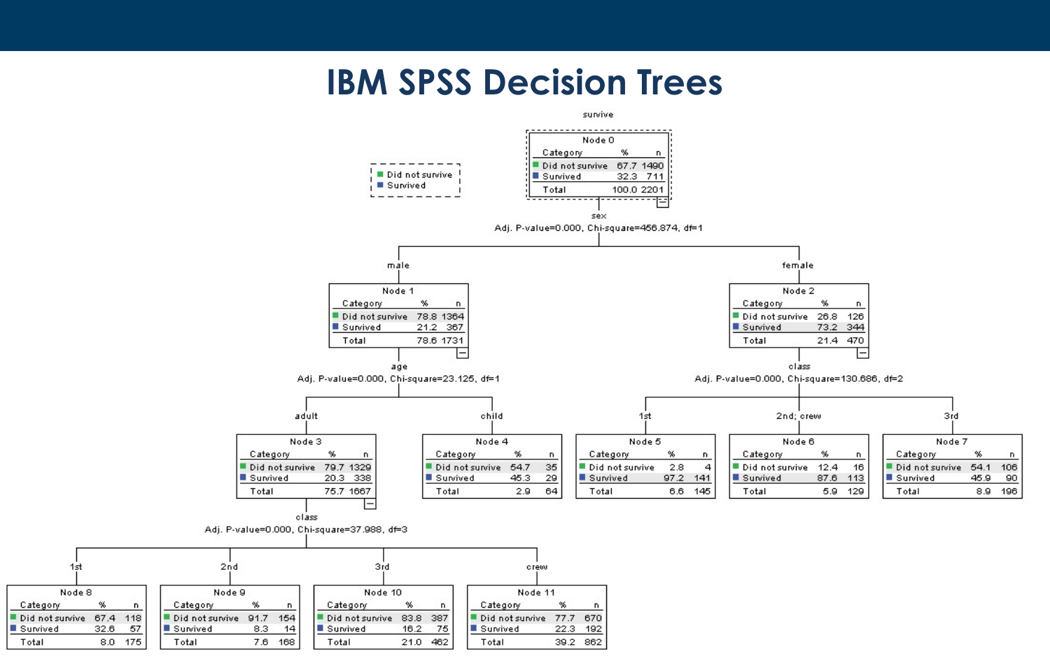# IBM SPSS Decision Trees

survive

**Legend:** Did not survive / Survived

**Node 0**

| Category | % | n |
|---|---|---|
| Did not survive | 67.7 | 1490 |
| Survived | 32.3 | 711 |
| Total | 100.0 | 2201 |

sex
Adj. P-value=0.000, Chi-square=456.874, df=1

**male — Node 1**

| Category | % | n |
|---|---|---|
| Did not survive | 78.8 | 1364 |
| Survived | 21.2 | 367 |
| Total | 78.6 | 1731 |

age
Adj. P-value=0.000, Chi-square=23.125, df=1

**adult — Node 3**

| Category | % | n |
|---|---|---|
| Did not survive | 79.7 | 1329 |
| Survived | 20.3 | 338 |
| Total | 75.7 | 1667 |

class
Adj. P-value=0.000, Chi-square=37.988, df=3

**1st — Node 8**

| Category | % | n |
|---|---|---|
| Did not survive | 67.4 | 118 |
| Survived | 32.6 | 57 |
| Total | 8.0 | 175 |

**2nd — Node 9**

| Category | % | n |
|---|---|---|
| Did not survive | 91.7 | 154 |
| Survived | 8.3 | 14 |
| Total | 7.6 | 168 |

**3rd — Node 10**

| Category | % | n |
|---|---|---|
| Did not survive | 83.8 | 387 |
| Survived | 16.2 | 75 |
| Total | 21.0 | 462 |

**crew — Node 11**

| Category | % | n |
|---|---|---|
| Did not survive | 77.7 | 670 |
| Survived | 22.3 | 192 |
| Total | 39.2 | 862 |

**child — Node 4**

| Category | % | n |
|---|---|---|
| Did not survive | 54.7 | 35 |
| Survived | 45.3 | 29 |
| Total | 2.9 | 64 |

**female — Node 2**

| Category | % | n |
|---|---|---|
| Did not survive | 26.8 | 126 |
| Survived | 73.2 | 344 |
| Total | 21.4 | 470 |

class
Adj. P-value=0.000, Chi-square=130.686, df=2

**1st — Node 5**

| Category | % | n |
|---|---|---|
| Did not survive | 2.8 | 4 |
| Survived | 97.2 | 141 |
| Total | 6.6 | 145 |

**2nd; crew — Node 6**

| Category | % | n |
|---|---|---|
| Did not survive | 12.4 | 16 |
| Survived | 87.6 | 113 |
| Total | 5.9 | 129 |

**3rd — Node 7**

| Category | % | n |
|---|---|---|
| Did not survive | 54.1 | 106 |
| Survived | 45.9 | 90 |
| Total | 8.9 | 196 |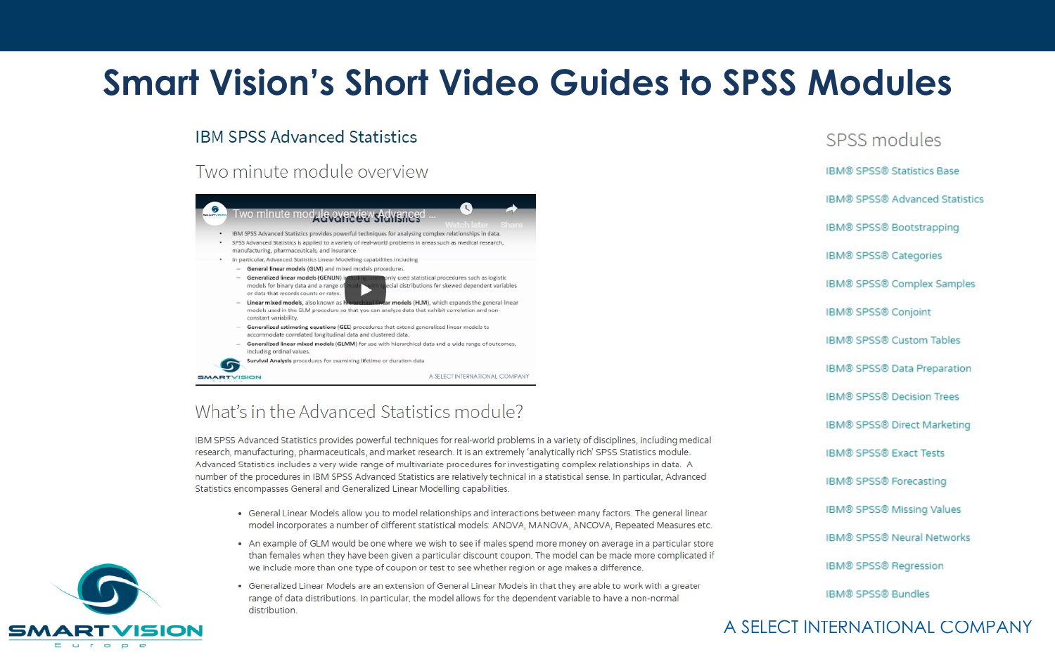# Smart Vision's Short Video Guides to SPSS Modules

## IBM SPSS Advanced Statistics

### Two minute module overview

### What's in the Advanced Statistics module?

IBM SPSS Advanced Statistics provides powerful techniques for real-world problems in a variety of disciplines, including medical research, manufacturing, pharmaceuticals, and market research. It is an extremely 'analytically rich' SPSS Statistics module. Advanced Statistics includes a very wide range of multivariate procedures for investigating complex relationships in data. A number of the procedures in IBM SPSS Advanced Statistics are relatively technical in a statistical sense. In particular, Advanced Statistics encompasses General and Generalized Linear Modelling capabilities.

- General Linear Models allow you to model relationships and interactions between many factors. The general linear model incorporates a number of different statistical models: ANOVA, MANOVA, ANCOVA, Repeated Measures etc.
- An example of GLM would be one where we wish to see if males spend more money on average in a particular store than females when they have been given a particular discount coupon. The model can be made more complicated if we include more than one type of coupon or test to see whether region or age makes a difference.
- Generalized Linear Models are an extension of General Linear Models in that they are able to work with a greater range of data distributions. In particular, the model allows for the dependent variable to have a non-normal distribution.

## SPSS modules

- IBM® SPSS® Statistics Base
- IBM® SPSS® Advanced Statistics
- IBM® SPSS® Bootstrapping
- IBM® SPSS® Categories
- IBM® SPSS® Complex Samples
- IBM® SPSS® Conjoint
- IBM® SPSS® Custom Tables
- IBM® SPSS® Data Preparation
- IBM® SPSS® Decision Trees
- IBM® SPSS® Direct Marketing
- IBM® SPSS® Exact Tests
- IBM® SPSS® Forecasting
- IBM® SPSS® Missing Values
- IBM® SPSS® Neural Networks
- IBM® SPSS® Regression
- IBM® SPSS® Bundles

A SELECT INTERNATIONAL COMPANY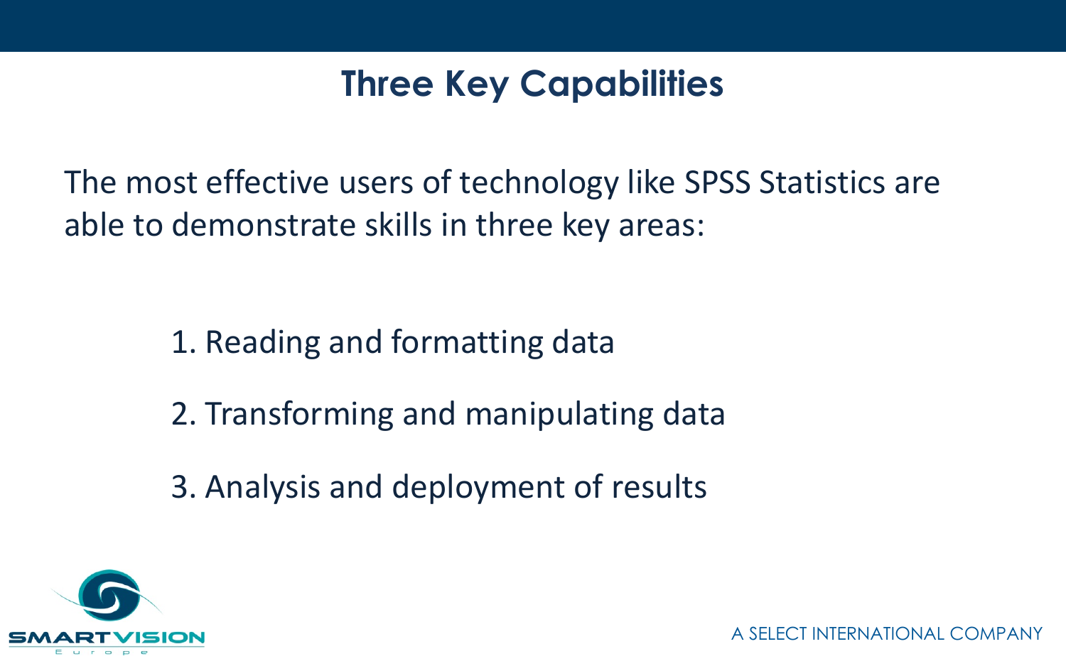# Three Key Capabilities

The most effective users of technology like SPSS Statistics are able to demonstrate skills in three key areas:

1. Reading and formatting data
2. Transforming and manipulating data
3. Analysis and deployment of results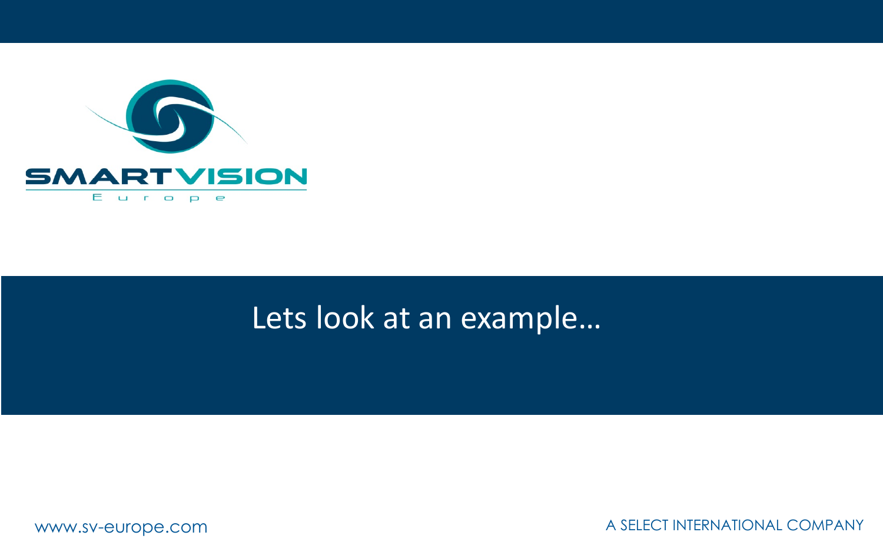# Lets look at an example…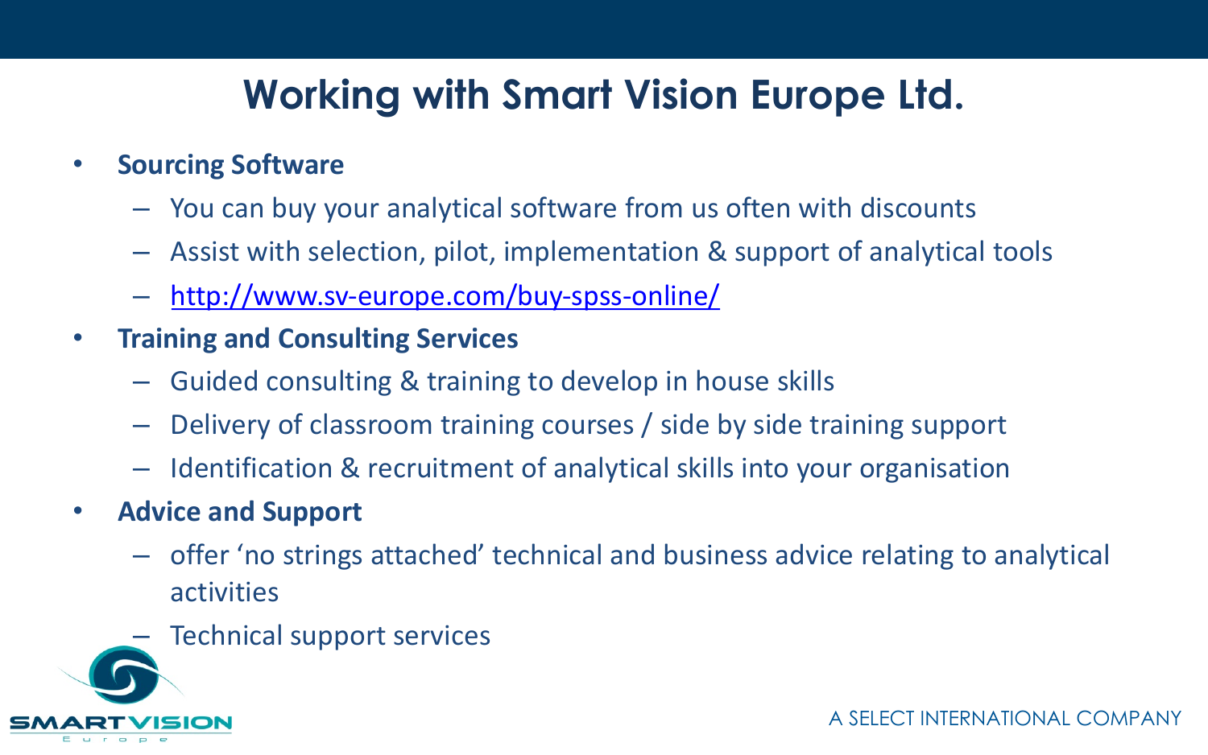# Working with Smart Vision Europe Ltd.

- **Sourcing Software**
  - You can buy your analytical software from us often with discounts
  - Assist with selection, pilot, implementation & support of analytical tools
  - http://www.sv-europe.com/buy-spss-online/
- **Training and Consulting Services**
  - Guided consulting & training to develop in house skills
  - Delivery of classroom training courses / side by side training support
  - Identification & recruitment of analytical skills into your organisation
- **Advice and Support**
  - offer ‘no strings attached’ technical and business advice relating to analytical activities
  - Technical support services

A SELECT INTERNATIONAL COMPANY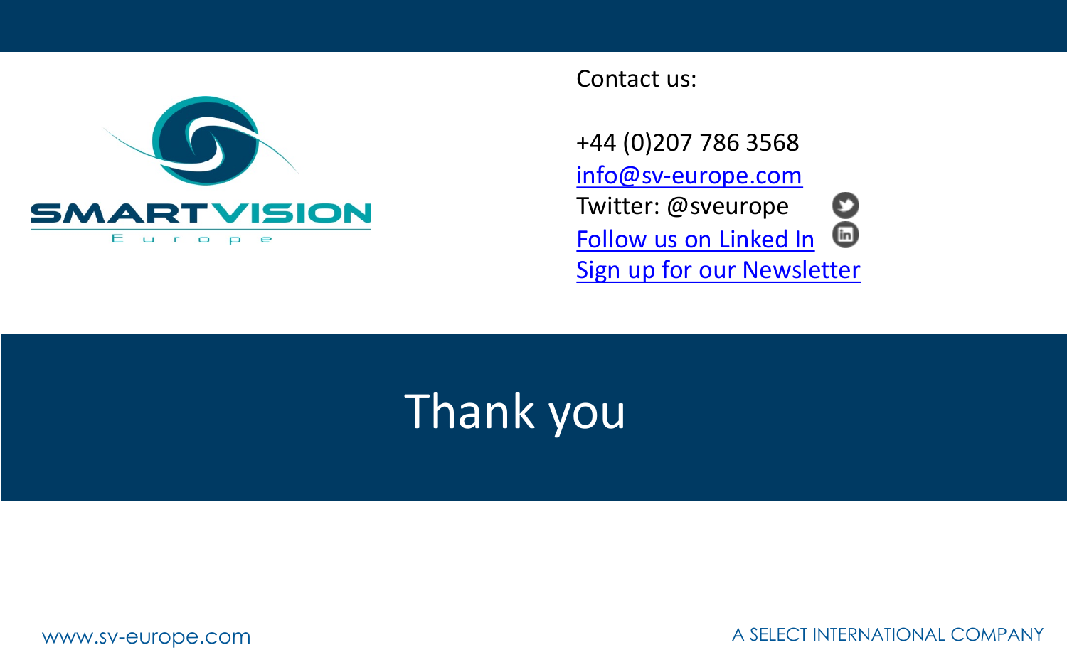SMARTVISION
Europe

Contact us:

+44 (0)207 786 3568
info@sv-europe.com
Twitter: @sveurope
Follow us on Linked In
Sign up for our Newsletter

# Thank you

www.sv-europe.com

A SELECT INTERNATIONAL COMPANY